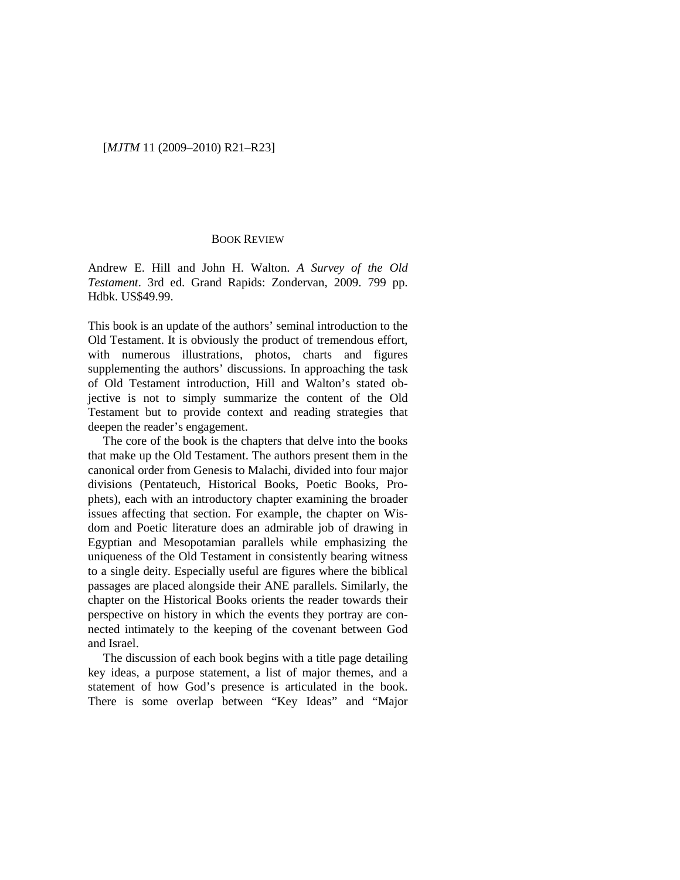BOOK REVIEW

Andrew E. Hill and John H. Walton. *A Survey of the Old Testament*. 3rd ed. Grand Rapids: Zondervan, 2009. 799 pp. Hdbk. US$49.99.

This book is an update of the authors' seminal introduction to the Old Testament. It is obviously the product of tremendous effort, with numerous illustrations, photos, charts and figures supplementing the authors' discussions. In approaching the task of Old Testament introduction, Hill and Walton's stated objective is not to simply summarize the content of the Old Testament but to provide context and reading strategies that deepen the reader's engagement.

The core of the book is the chapters that delve into the books that make up the Old Testament. The authors present them in the canonical order from Genesis to Malachi, divided into four major divisions (Pentateuch, Historical Books, Poetic Books, Prophets), each with an introductory chapter examining the broader issues affecting that section. For example, the chapter on Wisdom and Poetic literature does an admirable job of drawing in Egyptian and Mesopotamian parallels while emphasizing the uniqueness of the Old Testament in consistently bearing witness to a single deity. Especially useful are figures where the biblical passages are placed alongside their ANE parallels. Similarly, the chapter on the Historical Books orients the reader towards their perspective on history in which the events they portray are connected intimately to the keeping of the covenant between God and Israel.

The discussion of each book begins with a title page detailing key ideas, a purpose statement, a list of major themes, and a statement of how God's presence is articulated in the book. There is some overlap between "Key Ideas" and "Major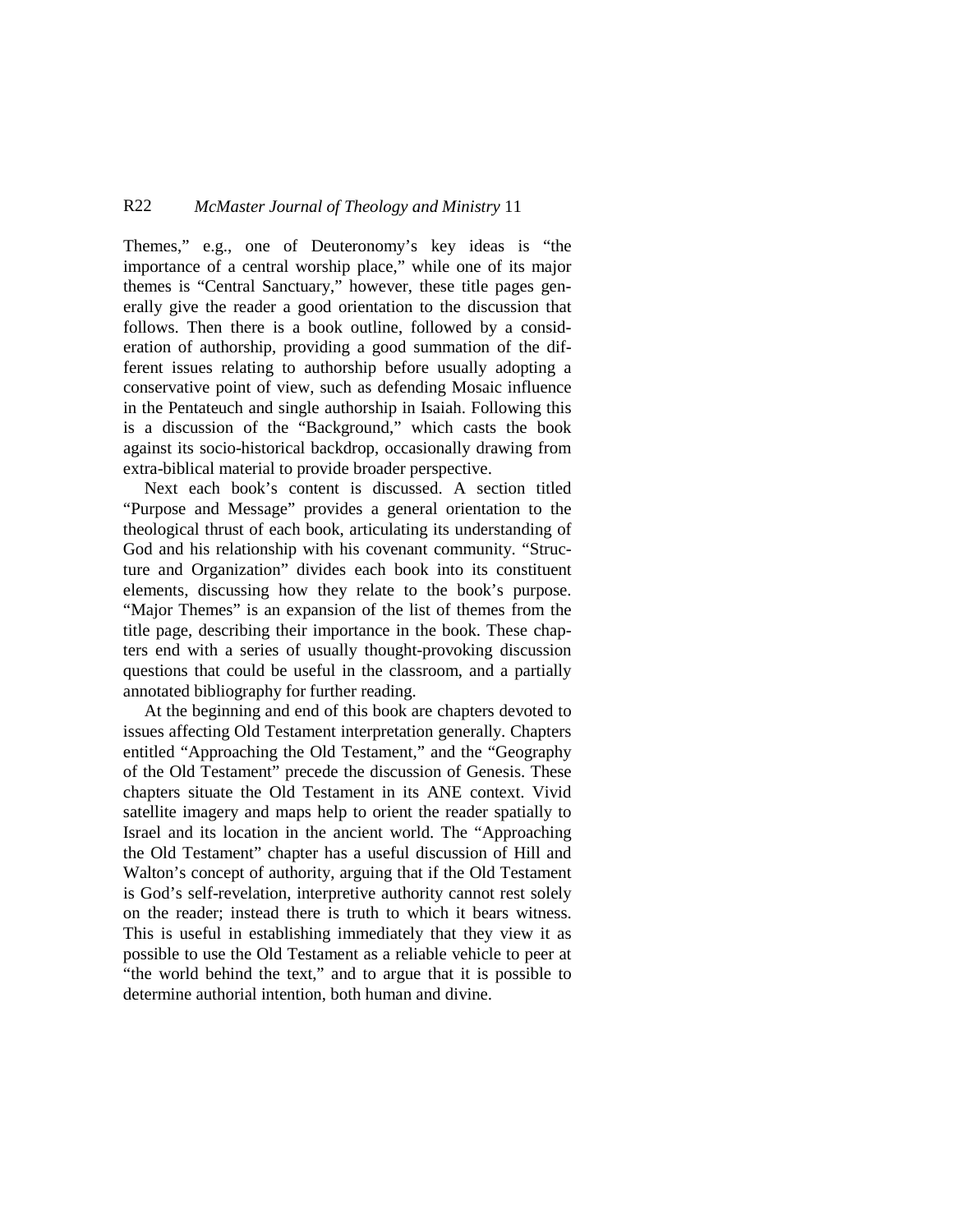Themes," e.g., one of Deuteronomy's key ideas is "the importance of a central worship place," while one of its major themes is "Central Sanctuary," however, these title pages generally give the reader a good orientation to the discussion that follows. Then there is a book outline, followed by a consideration of authorship, providing a good summation of the different issues relating to authorship before usually adopting a conservative point of view, such as defending Mosaic influence in the Pentateuch and single authorship in Isaiah. Following this is a discussion of the "Background," which casts the book against its socio-historical backdrop, occasionally drawing from extra-biblical material to provide broader perspective.

Next each book's content is discussed. A section titled "Purpose and Message" provides a general orientation to the theological thrust of each book, articulating its understanding of God and his relationship with his covenant community. "Structure and Organization" divides each book into its constituent elements, discussing how they relate to the book's purpose. "Major Themes" is an expansion of the list of themes from the title page, describing their importance in the book. These chapters end with a series of usually thought-provoking discussion questions that could be useful in the classroom, and a partially annotated bibliography for further reading.

At the beginning and end of this book are chapters devoted to issues affecting Old Testament interpretation generally. Chapters entitled "Approaching the Old Testament," and the "Geography of the Old Testament" precede the discussion of Genesis. These chapters situate the Old Testament in its ANE context. Vivid satellite imagery and maps help to orient the reader spatially to Israel and its location in the ancient world. The "Approaching the Old Testament" chapter has a useful discussion of Hill and Walton's concept of authority, arguing that if the Old Testament is God's self-revelation, interpretive authority cannot rest solely on the reader; instead there is truth to which it bears witness. This is useful in establishing immediately that they view it as possible to use the Old Testament as a reliable vehicle to peer at "the world behind the text," and to argue that it is possible to determine authorial intention, both human and divine.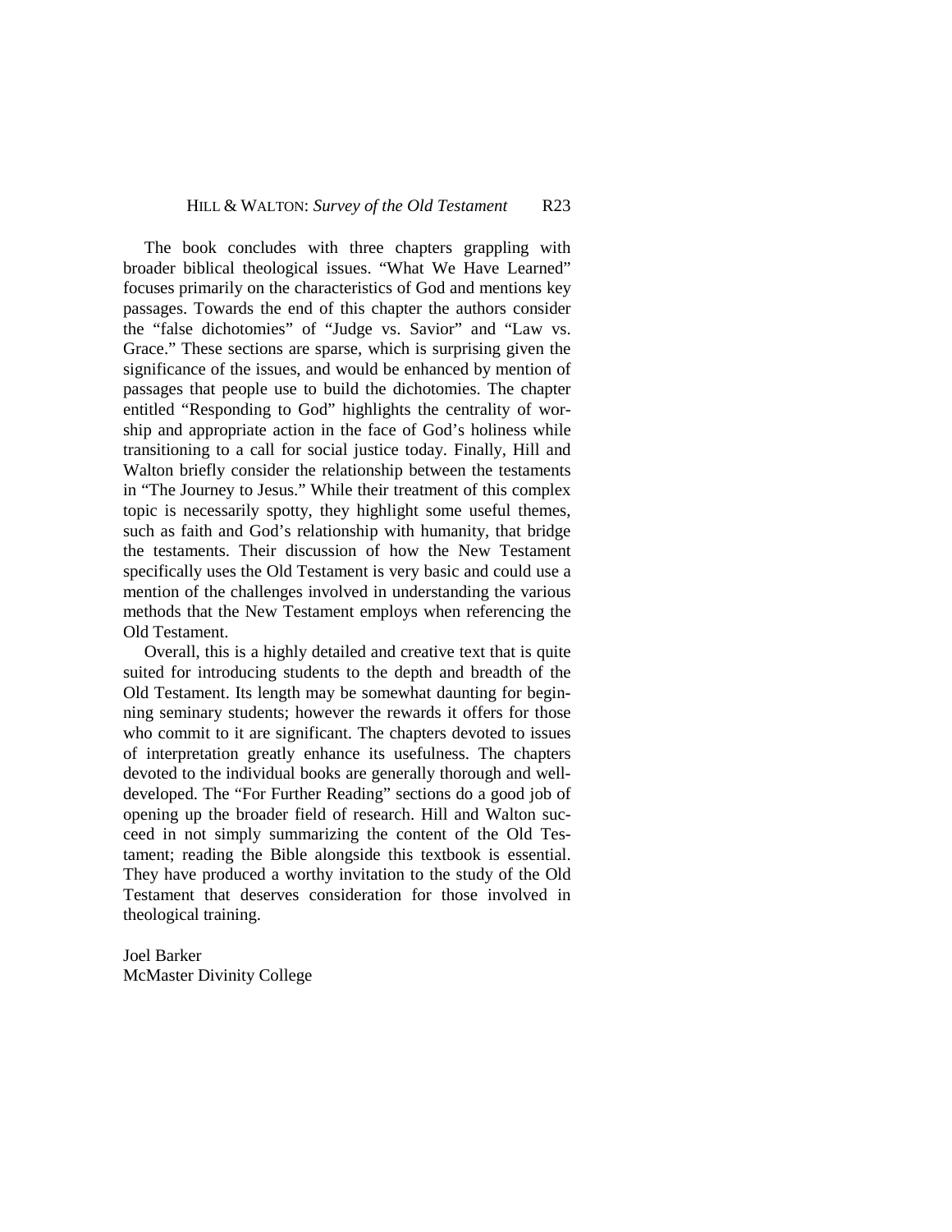The book concludes with three chapters grappling with broader biblical theological issues. "What We Have Learned" focuses primarily on the characteristics of God and mentions key passages. Towards the end of this chapter the authors consider the "false dichotomies" of "Judge vs. Savior" and "Law vs. Grace." These sections are sparse, which is surprising given the significance of the issues, and would be enhanced by mention of passages that people use to build the dichotomies. The chapter entitled "Responding to God" highlights the centrality of worship and appropriate action in the face of God's holiness while transitioning to a call for social justice today. Finally, Hill and Walton briefly consider the relationship between the testaments in "The Journey to Jesus." While their treatment of this complex topic is necessarily spotty, they highlight some useful themes, such as faith and God's relationship with humanity, that bridge the testaments. Their discussion of how the New Testament specifically uses the Old Testament is very basic and could use a mention of the challenges involved in understanding the various methods that the New Testament employs when referencing the Old Testament.

Overall, this is a highly detailed and creative text that is quite suited for introducing students to the depth and breadth of the Old Testament. Its length may be somewhat daunting for beginning seminary students; however the rewards it offers for those who commit to it are significant. The chapters devoted to issues of interpretation greatly enhance its usefulness. The chapters devoted to the individual books are generally thorough and well-developed. The "For Further Reading" sections do a good job of opening up the broader field of research. Hill and Walton succeed in not simply summarizing the content of the Old Testament; reading the Bible alongside this textbook is essential. They have produced a worthy invitation to the study of the Old Testament that deserves consideration for those involved in theological training.

Joel Barker
McMaster Divinity College